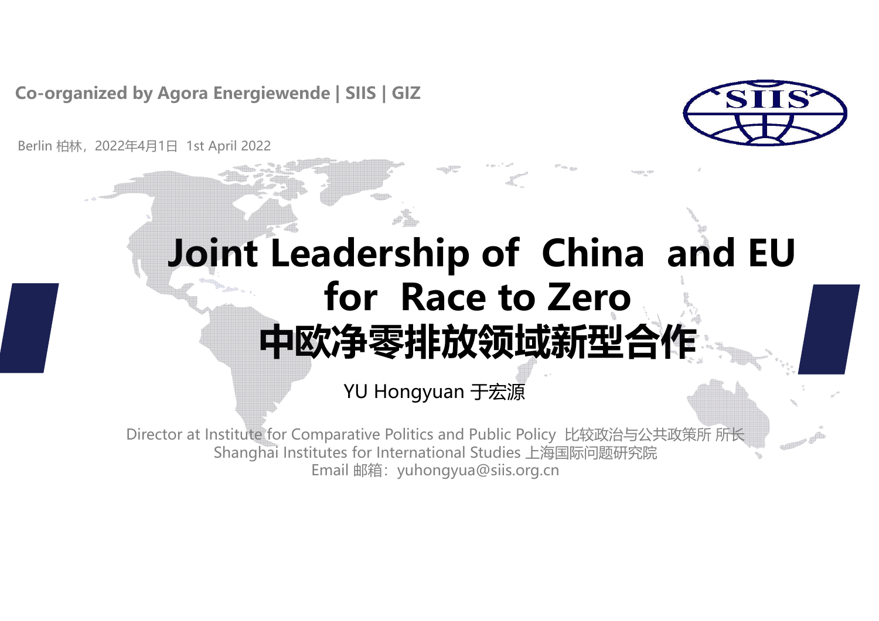**Co-organized by Agora Energiewende | SIIS | GIZ**

Berlin 柏林，2022年4月1日 1st April 2022

# Joint Leadership of China and EU for Race to Zero
# 中欧净零排放领域新型合作

YU Hongyuan 于宏源

Director at Institute for Comparative Politics and Public Policy 比较政治与公共政策所 所长
Shanghai Institutes for International Studies 上海国际问题研究院
Email 邮箱：yuhongyua@siis.org.cn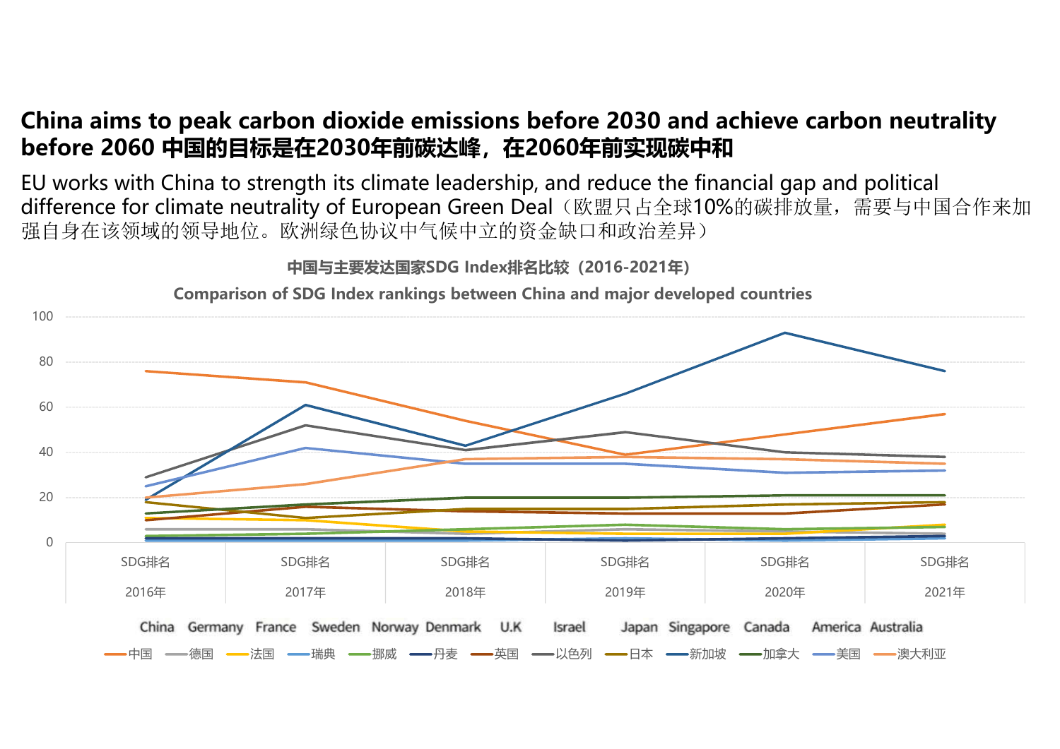# China aims to peak carbon dioxide emissions before 2030 and achieve carbon neutrality before 2060 中国的目标是在2030年前碳达峰，在2060年前实现碳中和

EU works with China to strength its climate leadership, and reduce the financial gap and political difference for climate neutrality of European Green Deal（欧盟只占全球10%的碳排放量，需要与中国合作来加强自身在该领域的领导地位。欧洲绿色协议中气候中立的资金缺口和政治差异）

**中国与主要发达国家SDG Index排名比较（2016-2021年）**

**Comparison of SDG Index rankings between China and major developed countries**

China Germany France Sweden Norway Denmark U.K Israel Japan Singapore Canada America Australia

中国 德国 法国 瑞典 挪威 丹麦 英国 以色列 日本 新加坡 加拿大 美国 澳大利亚

SDG排名 2016年 | SDG排名 2017年 | SDG排名 2018年 | SDG排名 2019年 | SDG排名 2020年 | SDG排名 2021年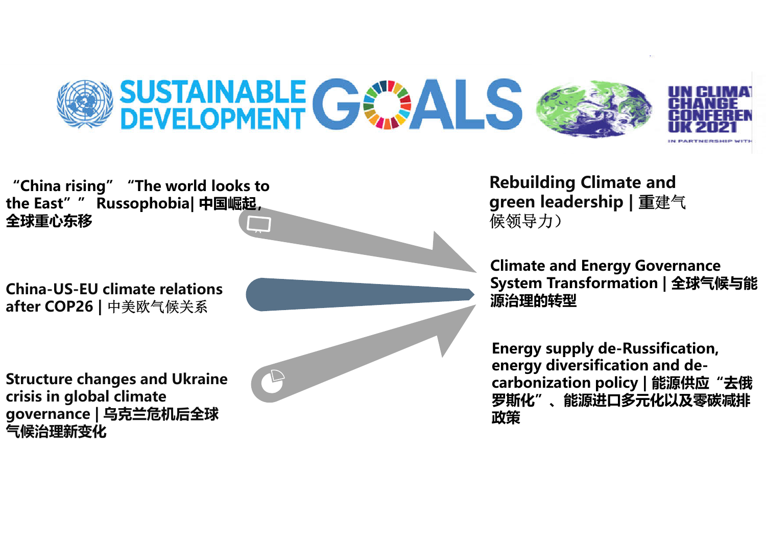SUSTAINABLE DEVELOPMENT GOALS

UN CLIMATE CHANGE CONFERENCE UK 2021

IN PARTNERSHIP WITH

“China rising” “The world looks to the East” ” Russophobia| 中国崛起，全球重心东移

China-US-EU climate relations after COP26 | 中美欧气候关系

Structure changes and Ukraine crisis in global climate governance | 乌克兰危机后全球气候治理新变化

Rebuilding Climate and green leadership | 重建气候领导力）

Climate and Energy Governance System Transformation | 全球气候与能源治理的转型

Energy supply de-Russification, energy diversification and de-carbonization policy | 能源供应“去俄罗斯化”、能源进口多元化以及零碳减排政策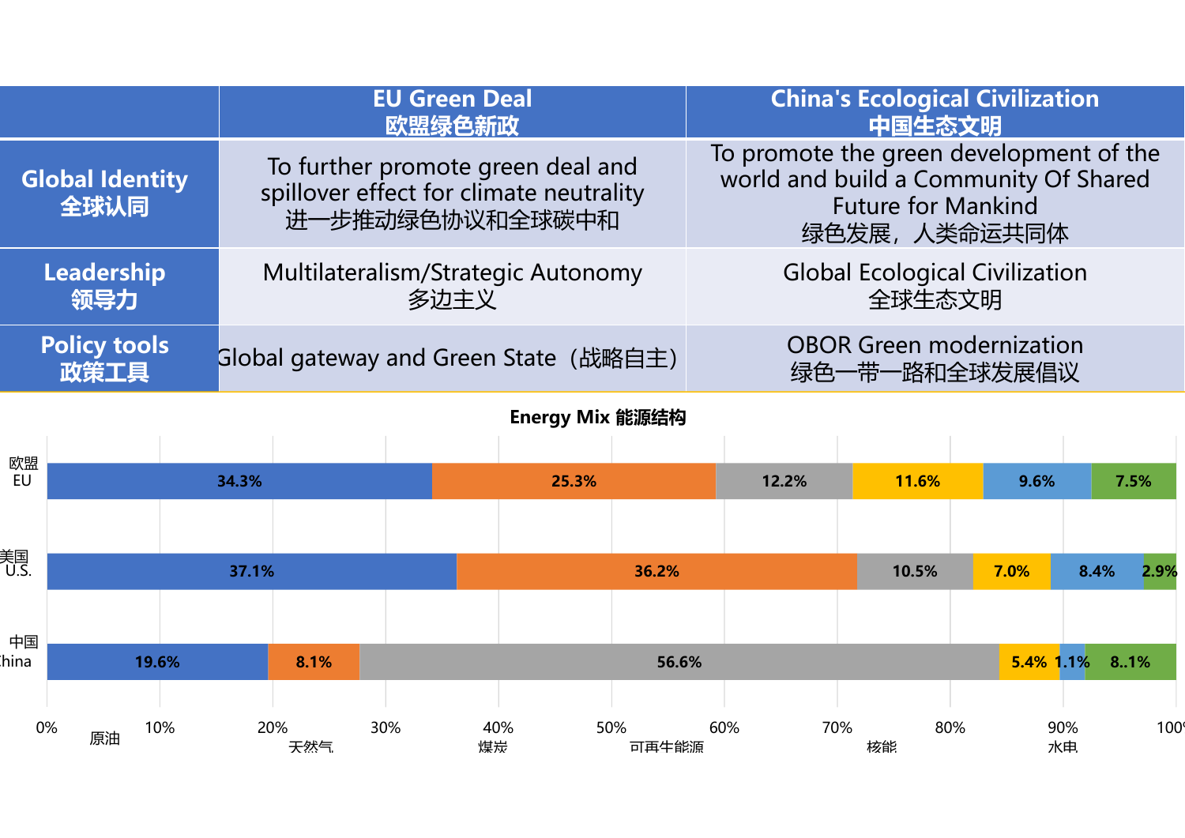|  | EU Green Deal 欧盟绿色新政 | China's Ecological Civilization 中国生态文明 |
|---|---|---|
| **Global Identity 全球认同** | To further promote green deal and spillover effect for climate neutrality 进一步推动绿色协议和全球碳中和 | To promote the green development of the world and build a Community Of Shared Future for Mankind 绿色发展，人类命运共同体 |
| **Leadership 领导力** | Multilateralism/Strategic Autonomy 多边主义 | Global Ecological Civilization 全球生态文明 |
| **Policy tools 政策工具** | Global gateway and Green State（战略自主） | OBOR Green modernization 绿色一带一路和全球发展倡议 |

**Energy Mix 能源结构**

| | 原油 | 天然气 | 煤炭 | 可再生能源 | 核能 | 水电 |
|---|---|---|---|---|---|---|
| 欧盟 EU | 34.3% | 25.3% | 12.2% | 11.6% | 9.6% | 7.5% |
| 美国 U.S. | 37.1% | 36.2% | 10.5% | 7.0% | 8.4% | 2.9% |
| 中国 China | 19.6% | 8.1% | 56.6% | 5.4% | 1.1% | 8..1% |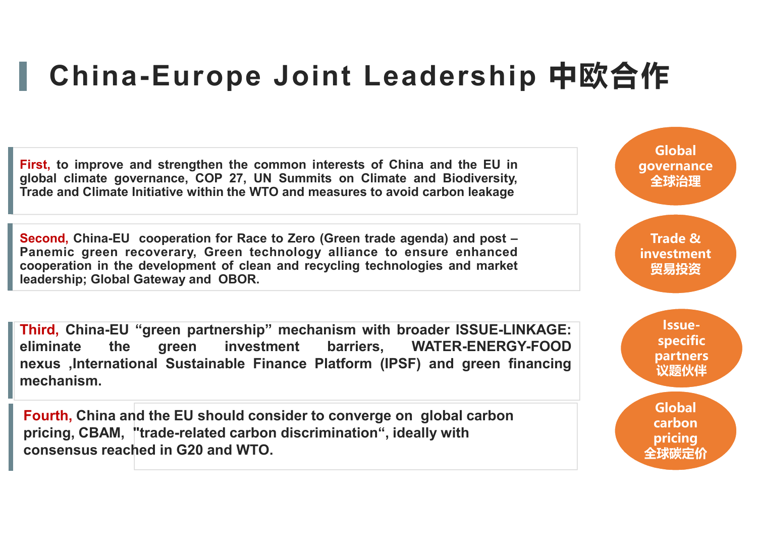# China-Europe Joint Leadership 中欧合作

**First,** to improve and strengthen the common interests of China and the EU in global climate governance, COP 27, UN Summits on Climate and Biodiversity, Trade and Climate Initiative within the WTO and measures to avoid carbon leakage

**Global governance 全球治理**

**Second,** China-EU cooperation for Race to Zero (Green trade agenda) and post – Panemic green recoverary, Green technology alliance to ensure enhanced cooperation in the development of clean and recycling technologies and market leadership; Global Gateway and OBOR.

**Trade & investment 贸易投资**

**Third,** China-EU "green partnership" mechanism with broader ISSUE-LINKAGE: eliminate the green investment barriers, WATER-ENERGY-FOOD nexus ,International Sustainable Finance Platform (IPSF) and green financing mechanism.

**Issue-specific partners 议题伙伴**

**Fourth,** China and the EU should consider to converge on global carbon pricing, CBAM, "trade-related carbon discrimination", ideally with consensus reached in G20 and WTO.

**Global carbon pricing 全球碳定价**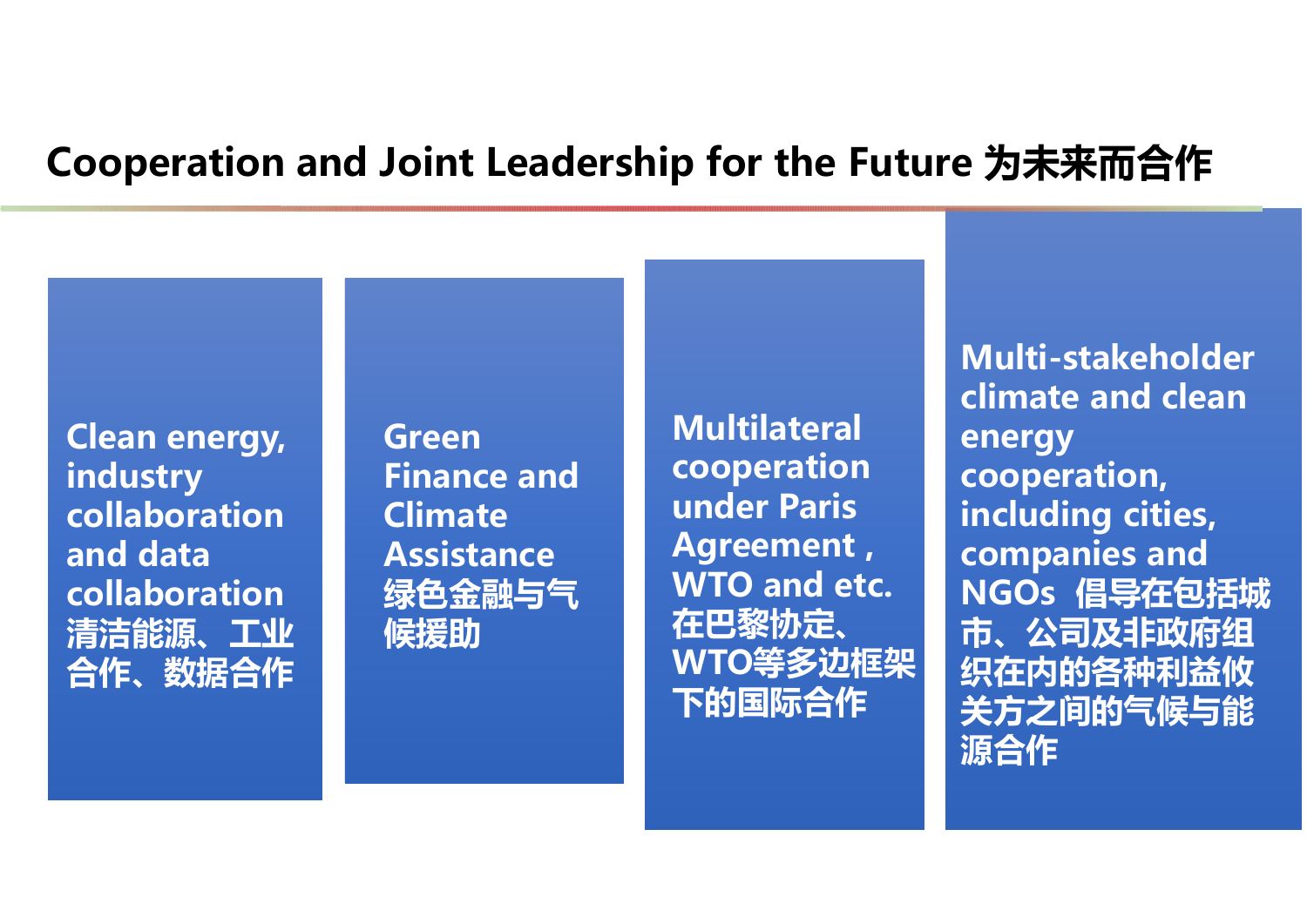# Cooperation and Joint Leadership for the Future 为未来而合作

- Clean energy, industry collaboration and data collaboration 清洁能源、工业合作、数据合作

- Green Finance and Climate Assistance 绿色金融与气候援助

- Multilateral cooperation under Paris Agreement , WTO and etc. 在巴黎协定、WTO等多边框架下的国际合作

- Multi-stakeholder climate and clean energy cooperation, including cities, companies and NGOs 倡导在包括城市、公司及非政府组织在内的各种利益攸关方之间的气候与能源合作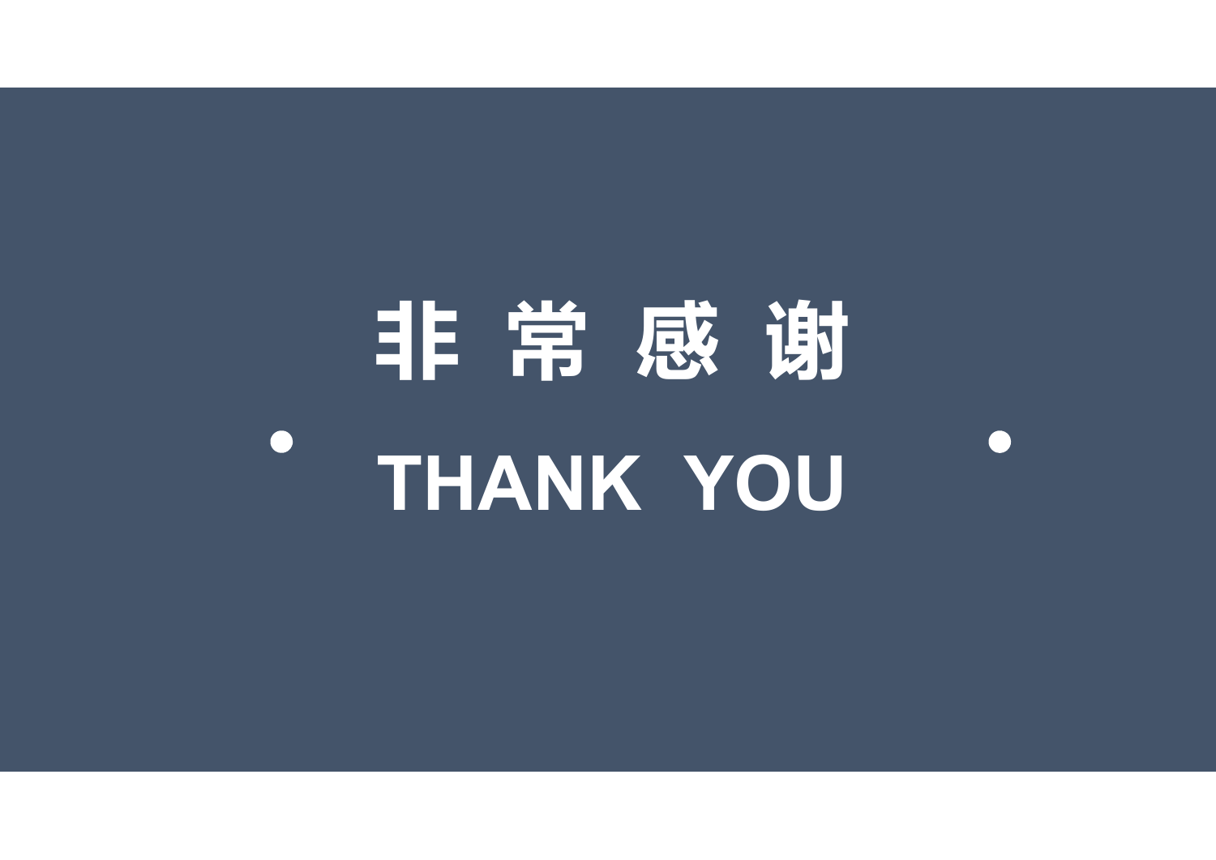# 非 常 感 谢

# THANK YOU